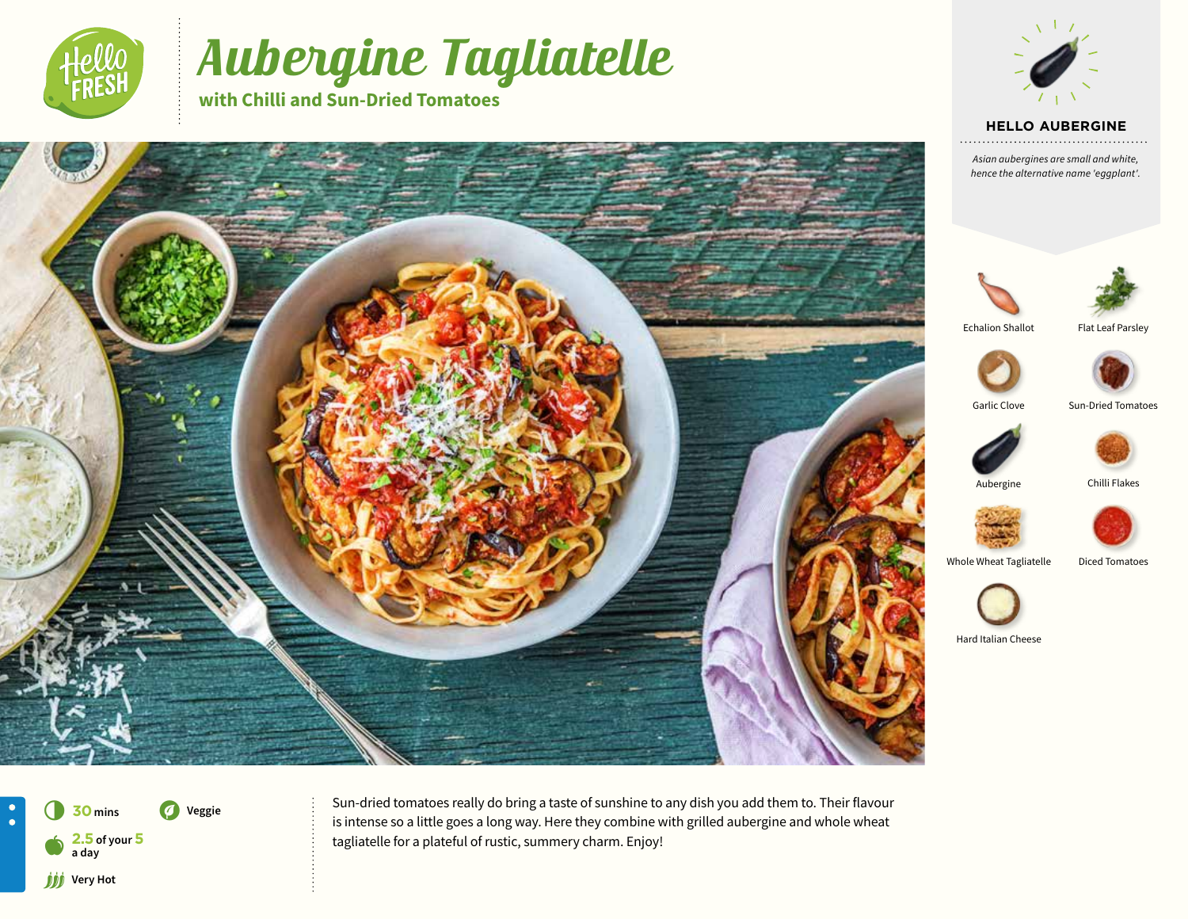# Aubergine Tagliatelle

## with Chilli and Sun-Dried Tomatoes

### HELLO AUBERGINE

*Asian aubergines are small and white, hence the alternative name 'eggplant'.*

- Echalion Shallot
- Flat Leaf Parsley
- Garlic Clove
- Sun-Dried Tomatoes
- Aubergine
- Chilli Flakes
- Whole Wheat Tagliatelle
- Diced Tomatoes
- Hard Italian Cheese

**30** mins

**Veggie**

**2.5** of your **5** a day

**Very Hot**

Sun-dried tomatoes really do bring a taste of sunshine to any dish you add them to. Their flavour is intense so a little goes a long way. Here they combine with grilled aubergine and whole wheat tagliatelle for a plateful of rustic, summery charm. Enjoy!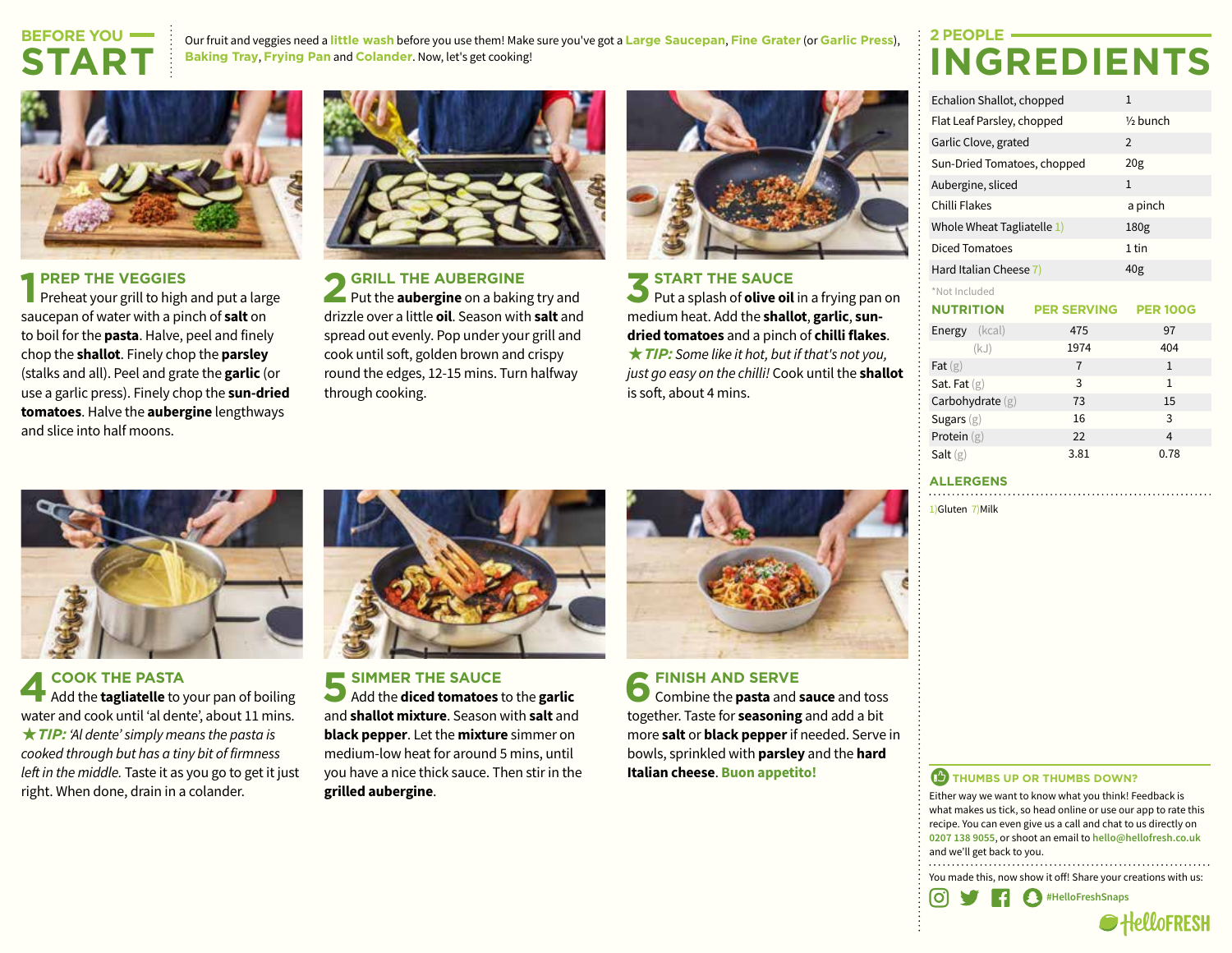## BEFORE YOU START

Our fruit and veggies need a **little wash** before you use them! Make sure you've got a **Large Saucepan**, **Fine Grater** (or **Garlic Press**), **Baking Tray**, **Frying Pan** and **Colander**. Now, let's get cooking!

### 1 PREP THE VEGGIES

Preheat your grill to high and put a large saucepan of water with a pinch of **salt** on to boil for the **pasta**. Halve, peel and finely chop the **shallot**. Finely chop the **parsley** (stalks and all). Peel and grate the **garlic** (or use a garlic press). Finely chop the **sun-dried tomatoes**. Halve the **aubergine** lengthways and slice into half moons.

### 2 GRILL THE AUBERGINE

Put the **aubergine** on a baking try and drizzle over a little **oil**. Season with **salt** and spread out evenly. Pop under your grill and cook until soft, golden brown and crispy round the edges, 12-15 mins. Turn halfway through cooking.

### 3 START THE SAUCE

Put a splash of **olive oil** in a frying pan on medium heat. Add the **shallot**, **garlic**, **sun-dried tomatoes** and a pinch of **chilli flakes**. ★ ***TIP:*** *Some like it hot, but if that's not you, just go easy on the chilli!* Cook until the **shallot** is soft, about 4 mins.

### 4 COOK THE PASTA

Add the **tagliatelle** to your pan of boiling water and cook until 'al dente', about 11 mins. ★ ***TIP:*** *'Al dente' simply means the pasta is cooked through but has a tiny bit of firmness left in the middle.* Taste it as you go to get it just right. When done, drain in a colander.

### 5 SIMMER THE SAUCE

Add the **diced tomatoes** to the **garlic** and **shallot mixture**. Season with **salt** and **black pepper**. Let the **mixture** simmer on medium-low heat for around 5 mins, until you have a nice thick sauce. Then stir in the **grilled aubergine**.

### 6 FINISH AND SERVE

Combine the **pasta** and **sauce** and toss together. Taste for **seasoning** and add a bit more **salt** or **black pepper** if needed. Serve in bowls, sprinkled with **parsley** and the **hard Italian cheese**. **Buon appetito!**

## 2 PEOPLE INGREDIENTS

| | |
|---|---|
| Echalion Shallot, chopped | 1 |
| Flat Leaf Parsley, chopped | ½ bunch |
| Garlic Clove, grated | 2 |
| Sun-Dried Tomatoes, chopped | 20g |
| Aubergine, sliced | 1 |
| Chilli Flakes | a pinch |
| Whole Wheat Tagliatelle 1) | 180g |
| Diced Tomatoes | 1 tin |
| Hard Italian Cheese 7) | 40g |

*Not Included

| NUTRITION | PER SERVING | PER 100G |
|---|---|---|
| Energy (kcal) | 475 | 97 |
| (kJ) | 1974 | 404 |
| Fat (g) | 7 | 1 |
| Sat. Fat (g) | 3 | 1 |
| Carbohydrate (g) | 73 | 15 |
| Sugars (g) | 16 | 3 |
| Protein (g) | 22 | 4 |
| Salt (g) | 3.81 | 0.78 |

### ALLERGENS

1) Gluten 7) Milk

### THUMBS UP OR THUMBS DOWN?

Either way we want to know what you think! Feedback is what makes us tick, so head online or use our app to rate this recipe. You can even give us a call and chat to us directly on **0207 138 9055**, or shoot an email to **hello@hellofresh.co.uk** and we'll get back to you.

You made this, now show it off! Share your creations with us:

#HelloFreshSnaps

HelloFRESH